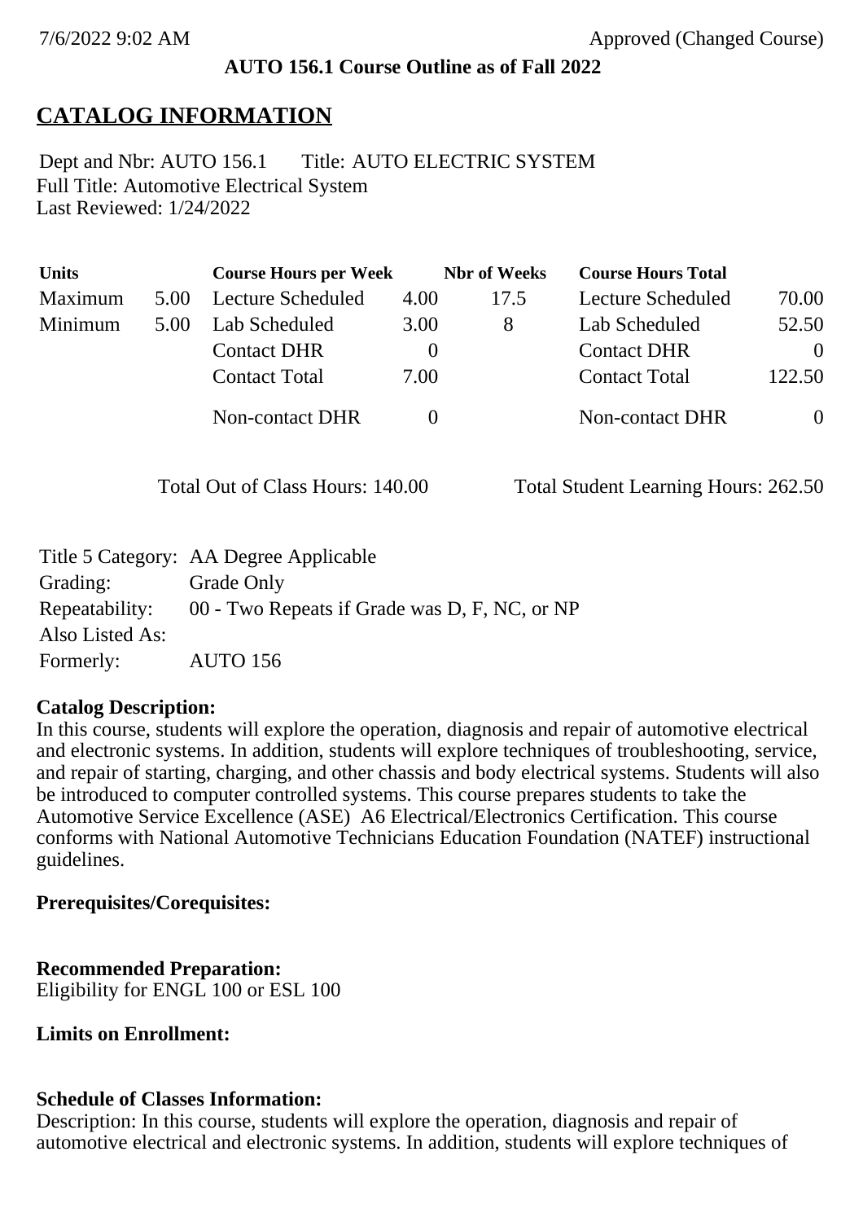7/6/2022 9:02 AM Approved (Changed Course)

**AUTO 156.1 Course Outline as of Fall 2022**

# CATALOG INFORMATION

Dept and Nbr: AUTO 156.1 Title: AUTO ELECTRIC SYSTEM
Full Title: Automotive Electrical System
Last Reviewed: 1/24/2022

| Units | | Course Hours per Week | | Nbr of Weeks | Course Hours Total | |
|---|---|---|---|---|---|---|
| Maximum | 5.00 | Lecture Scheduled | 4.00 | 17.5 | Lecture Scheduled | 70.00 |
| Minimum | 5.00 | Lab Scheduled | 3.00 | 8 | Lab Scheduled | 52.50 |
| | | Contact DHR | 0 | | Contact DHR | 0 |
| | | Contact Total | 7.00 | | Contact Total | 122.50 |
| | | Non-contact DHR | 0 | | Non-contact DHR | 0 |

Total Out of Class Hours: 140.00 Total Student Learning Hours: 262.50

| | |
|---|---|
| Title 5 Category: | AA Degree Applicable |
| Grading: | Grade Only |
| Repeatability: | 00 - Two Repeats if Grade was D, F, NC, or NP |
| Also Listed As: | |
| Formerly: | AUTO 156 |

**Catalog Description:**
In this course, students will explore the operation, diagnosis and repair of automotive electrical and electronic systems. In addition, students will explore techniques of troubleshooting, service, and repair of starting, charging, and other chassis and body electrical systems. Students will also be introduced to computer controlled systems. This course prepares students to take the Automotive Service Excellence (ASE) A6 Electrical/Electronics Certification. This course conforms with National Automotive Technicians Education Foundation (NATEF) instructional guidelines.

**Prerequisites/Corequisites:**

**Recommended Preparation:**
Eligibility for ENGL 100 or ESL 100

**Limits on Enrollment:**

**Schedule of Classes Information:**
Description: In this course, students will explore the operation, diagnosis and repair of automotive electrical and electronic systems. In addition, students will explore techniques of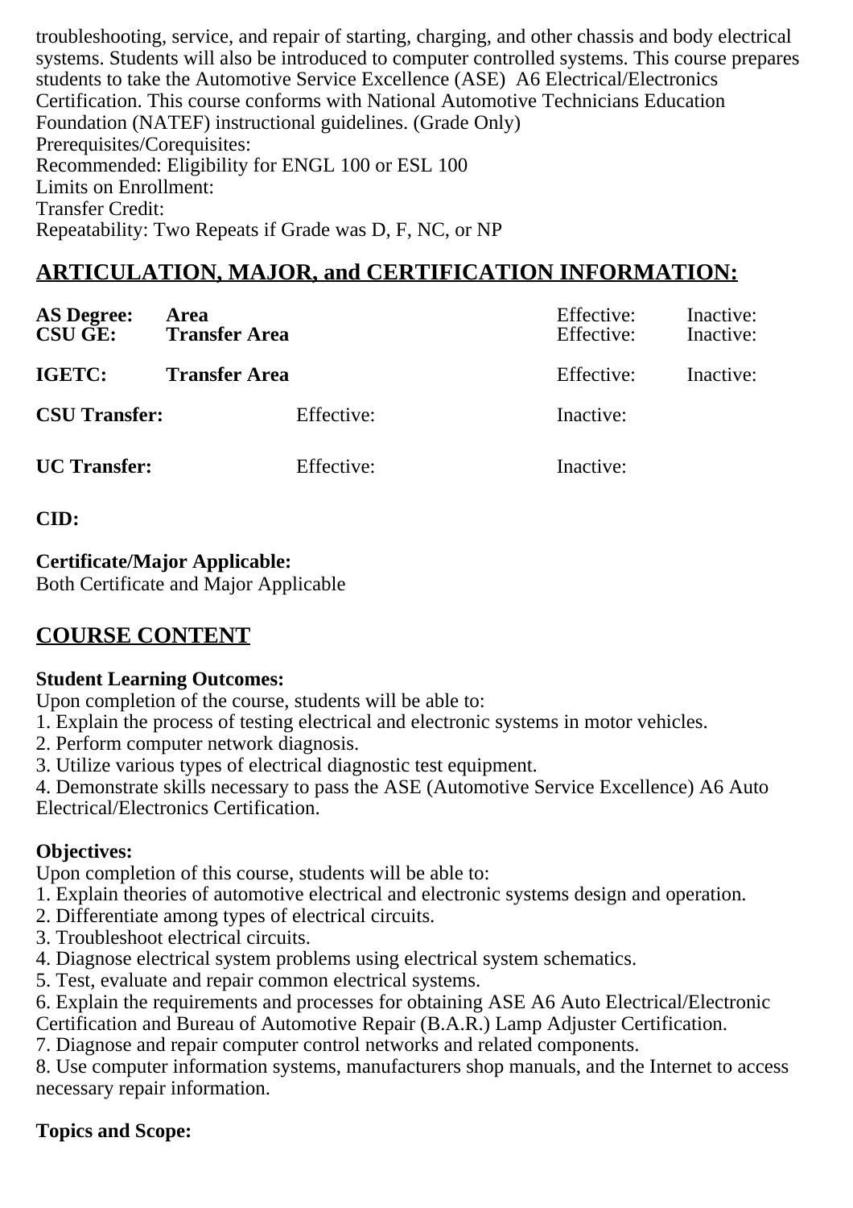troubleshooting, service, and repair of starting, charging, and other chassis and body electrical systems. Students will also be introduced to computer controlled systems. This course prepares students to take the Automotive Service Excellence (ASE) A6 Electrical/Electronics Certification. This course conforms with National Automotive Technicians Education Foundation (NATEF) instructional guidelines. (Grade Only)
Prerequisites/Corequisites:
Recommended: Eligibility for ENGL 100 or ESL 100
Limits on Enrollment:
Transfer Credit:
Repeatability: Two Repeats if Grade was D, F, NC, or NP

## ARTICULATION, MAJOR, and CERTIFICATION INFORMATION:

| | | | |
|---|---|---|---|
| **AS Degree:** | **Area** | Effective: | Inactive: |
| **CSU GE:** | **Transfer Area** | Effective: | Inactive: |
| **IGETC:** | **Transfer Area** | Effective: | Inactive: |

**CSU Transfer:** Effective: Inactive:

**UC Transfer:** Effective: Inactive:

**CID:**

**Certificate/Major Applicable:**
Both Certificate and Major Applicable

## COURSE CONTENT

**Student Learning Outcomes:**
Upon completion of the course, students will be able to:
1. Explain the process of testing electrical and electronic systems in motor vehicles.
2. Perform computer network diagnosis.
3. Utilize various types of electrical diagnostic test equipment.
4. Demonstrate skills necessary to pass the ASE (Automotive Service Excellence) A6 Auto Electrical/Electronics Certification.

**Objectives:**
Upon completion of this course, students will be able to:
1. Explain theories of automotive electrical and electronic systems design and operation.
2. Differentiate among types of electrical circuits.
3. Troubleshoot electrical circuits.
4. Diagnose electrical system problems using electrical system schematics.
5. Test, evaluate and repair common electrical systems.
6. Explain the requirements and processes for obtaining ASE A6 Auto Electrical/Electronic Certification and Bureau of Automotive Repair (B.A.R.) Lamp Adjuster Certification.
7. Diagnose and repair computer control networks and related components.
8. Use computer information systems, manufacturers shop manuals, and the Internet to access necessary repair information.

**Topics and Scope:**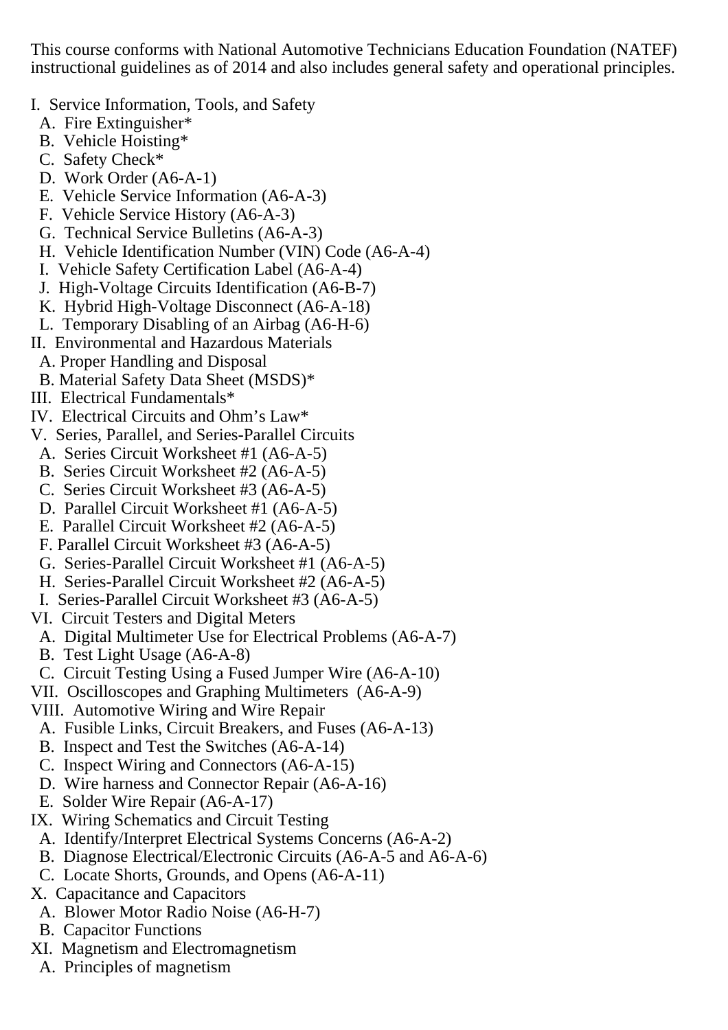This course conforms with National Automotive Technicians Education Foundation (NATEF) instructional guidelines as of 2014 and also includes general safety and operational principles.

- I. Service Information, Tools, and Safety
  - A. Fire Extinguisher*
  - B. Vehicle Hoisting*
  - C. Safety Check*
  - D. Work Order (A6-A-1)
  - E. Vehicle Service Information (A6-A-3)
  - F. Vehicle Service History (A6-A-3)
  - G. Technical Service Bulletins (A6-A-3)
  - H. Vehicle Identification Number (VIN) Code (A6-A-4)
  - I. Vehicle Safety Certification Label (A6-A-4)
  - J. High-Voltage Circuits Identification (A6-B-7)
  - K. Hybrid High-Voltage Disconnect (A6-A-18)
  - L. Temporary Disabling of an Airbag (A6-H-6)
- II. Environmental and Hazardous Materials
  - A. Proper Handling and Disposal
  - B. Material Safety Data Sheet (MSDS)*
- III. Electrical Fundamentals*
- IV. Electrical Circuits and Ohm's Law*
- V. Series, Parallel, and Series-Parallel Circuits
  - A. Series Circuit Worksheet #1 (A6-A-5)
  - B. Series Circuit Worksheet #2 (A6-A-5)
  - C. Series Circuit Worksheet #3 (A6-A-5)
  - D. Parallel Circuit Worksheet #1 (A6-A-5)
  - E. Parallel Circuit Worksheet #2 (A6-A-5)
  - F. Parallel Circuit Worksheet #3 (A6-A-5)
  - G. Series-Parallel Circuit Worksheet #1 (A6-A-5)
  - H. Series-Parallel Circuit Worksheet #2 (A6-A-5)
  - I. Series-Parallel Circuit Worksheet #3 (A6-A-5)
- VI. Circuit Testers and Digital Meters
  - A. Digital Multimeter Use for Electrical Problems (A6-A-7)
  - B. Test Light Usage (A6-A-8)
  - C. Circuit Testing Using a Fused Jumper Wire (A6-A-10)
- VII. Oscilloscopes and Graphing Multimeters (A6-A-9)
- VIII. Automotive Wiring and Wire Repair
  - A. Fusible Links, Circuit Breakers, and Fuses (A6-A-13)
  - B. Inspect and Test the Switches (A6-A-14)
  - C. Inspect Wiring and Connectors (A6-A-15)
  - D. Wire harness and Connector Repair (A6-A-16)
  - E. Solder Wire Repair (A6-A-17)
- IX. Wiring Schematics and Circuit Testing
  - A. Identify/Interpret Electrical Systems Concerns (A6-A-2)
  - B. Diagnose Electrical/Electronic Circuits (A6-A-5 and A6-A-6)
  - C. Locate Shorts, Grounds, and Opens (A6-A-11)
- X. Capacitance and Capacitors
  - A. Blower Motor Radio Noise (A6-H-7)
  - B. Capacitor Functions
- XI. Magnetism and Electromagnetism
  - A. Principles of magnetism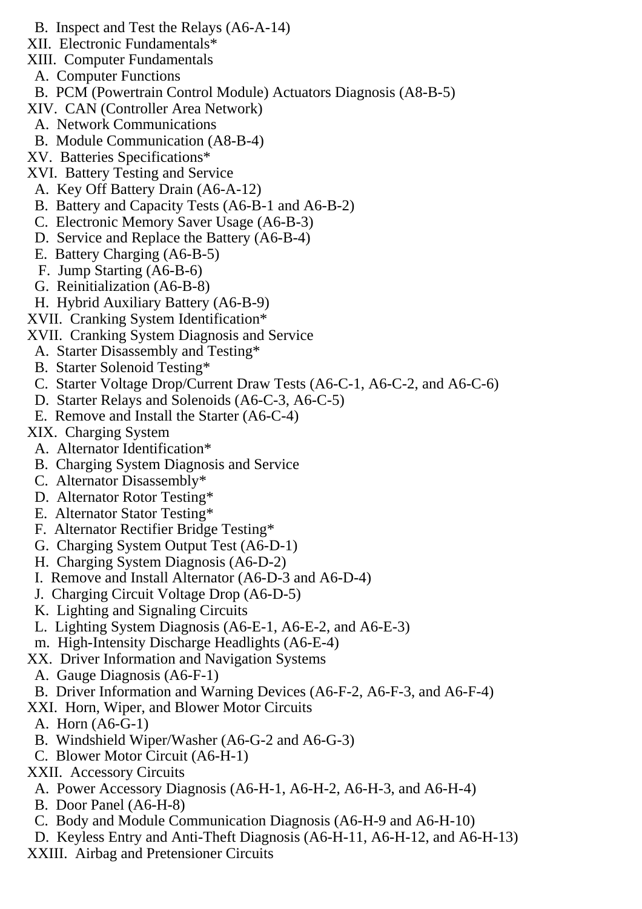B. Inspect and Test the Relays (A6-A-14)

XII. Electronic Fundamentals*

XIII. Computer Fundamentals

A. Computer Functions

B. PCM (Powertrain Control Module) Actuators Diagnosis (A8-B-5)

XIV. CAN (Controller Area Network)

A. Network Communications

B. Module Communication (A8-B-4)

XV. Batteries Specifications*

XVI. Battery Testing and Service

A. Key Off Battery Drain (A6-A-12)

B. Battery and Capacity Tests (A6-B-1 and A6-B-2)

C. Electronic Memory Saver Usage (A6-B-3)

D. Service and Replace the Battery (A6-B-4)

E. Battery Charging (A6-B-5)

F. Jump Starting (A6-B-6)

G. Reinitialization (A6-B-8)

H. Hybrid Auxiliary Battery (A6-B-9)

XVII. Cranking System Identification*

XVII. Cranking System Diagnosis and Service

A. Starter Disassembly and Testing*

B. Starter Solenoid Testing*

C. Starter Voltage Drop/Current Draw Tests (A6-C-1, A6-C-2, and A6-C-6)

D. Starter Relays and Solenoids (A6-C-3, A6-C-5)

E. Remove and Install the Starter (A6-C-4)

XIX. Charging System

A. Alternator Identification*

B. Charging System Diagnosis and Service

C. Alternator Disassembly*

D. Alternator Rotor Testing*

E. Alternator Stator Testing*

F. Alternator Rectifier Bridge Testing*

G. Charging System Output Test (A6-D-1)

H. Charging System Diagnosis (A6-D-2)

I. Remove and Install Alternator (A6-D-3 and A6-D-4)

J. Charging Circuit Voltage Drop (A6-D-5)

K. Lighting and Signaling Circuits

L. Lighting System Diagnosis (A6-E-1, A6-E-2, and A6-E-3)

m. High-Intensity Discharge Headlights (A6-E-4)

XX. Driver Information and Navigation Systems

A. Gauge Diagnosis (A6-F-1)

B. Driver Information and Warning Devices (A6-F-2, A6-F-3, and A6-F-4)

XXI. Horn, Wiper, and Blower Motor Circuits

A. Horn (A6-G-1)

B. Windshield Wiper/Washer (A6-G-2 and A6-G-3)

C. Blower Motor Circuit (A6-H-1)

XXII. Accessory Circuits

A. Power Accessory Diagnosis (A6-H-1, A6-H-2, A6-H-3, and A6-H-4)

B. Door Panel (A6-H-8)

C. Body and Module Communication Diagnosis (A6-H-9 and A6-H-10)

D. Keyless Entry and Anti-Theft Diagnosis (A6-H-11, A6-H-12, and A6-H-13)

XXIII. Airbag and Pretensioner Circuits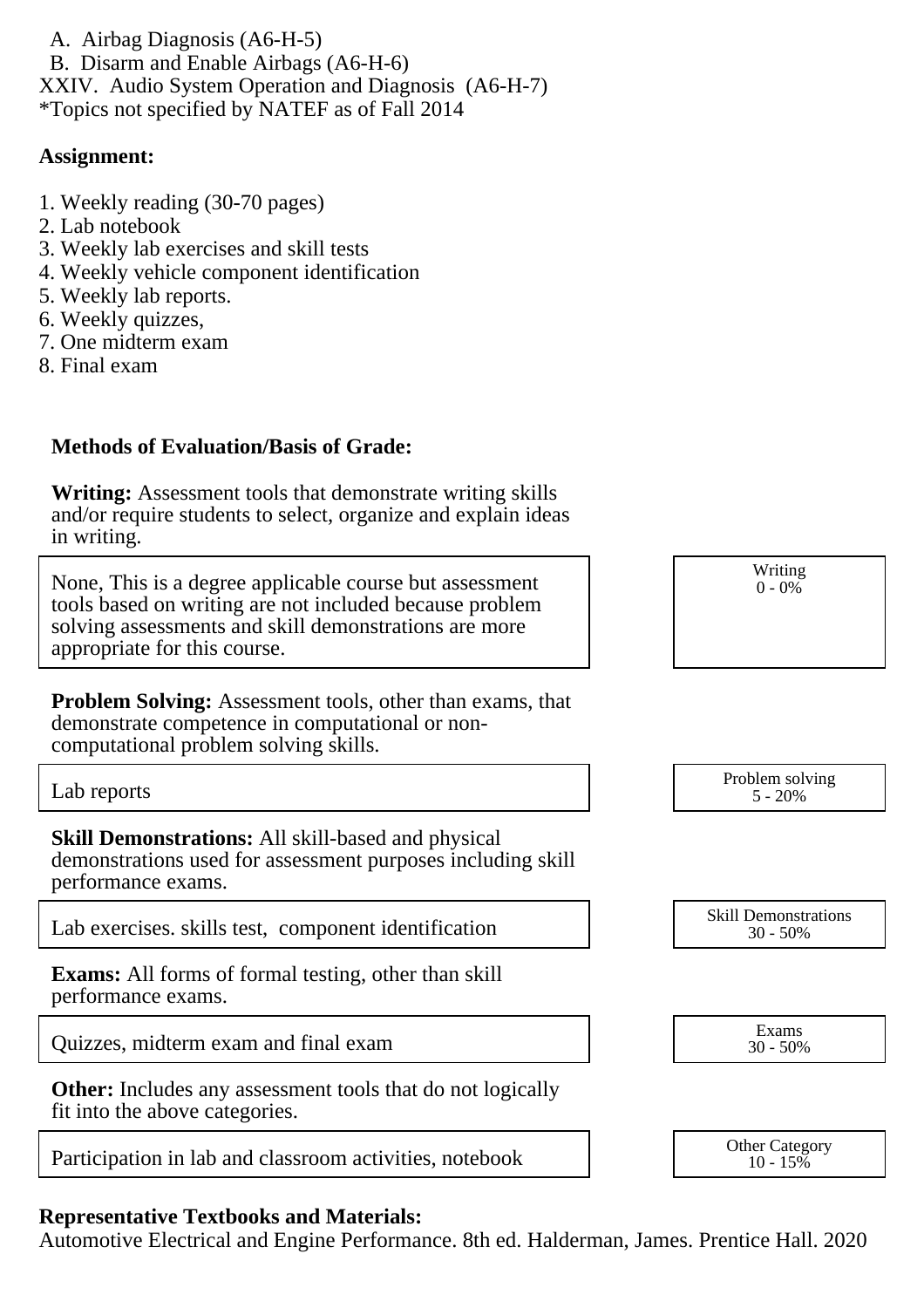A. Airbag Diagnosis (A6-H-5)
B. Disarm and Enable Airbags (A6-H-6)

XXIV. Audio System Operation and Diagnosis (A6-H-7)

*Topics not specified by NATEF as of Fall 2014

**Assignment:**

1. Weekly reading (30-70 pages)
2. Lab notebook
3. Weekly lab exercises and skill tests
4. Weekly vehicle component identification
5. Weekly lab reports.
6. Weekly quizzes,
7. One midterm exam
8. Final exam

**Methods of Evaluation/Basis of Grade:**

**Writing:** Assessment tools that demonstrate writing skills and/or require students to select, organize and explain ideas in writing.

| Description | Category |
|---|---|
| None, This is a degree applicable course but assessment tools based on writing are not included because problem solving assessments and skill demonstrations are more appropriate for this course. | Writing 0 - 0% |

**Problem Solving:** Assessment tools, other than exams, that demonstrate competence in computational or non-computational problem solving skills.

| Description | Category |
|---|---|
| Lab reports | Problem solving 5 - 20% |

**Skill Demonstrations:** All skill-based and physical demonstrations used for assessment purposes including skill performance exams.

| Description | Category |
|---|---|
| Lab exercises. skills test, component identification | Skill Demonstrations 30 - 50% |

**Exams:** All forms of formal testing, other than skill performance exams.

| Description | Category |
|---|---|
| Quizzes, midterm exam and final exam | Exams 30 - 50% |

**Other:** Includes any assessment tools that do not logically fit into the above categories.

| Description | Category |
|---|---|
| Participation in lab and classroom activities, notebook | Other Category 10 - 15% |

**Representative Textbooks and Materials:**

Automotive Electrical and Engine Performance. 8th ed. Halderman, James. Prentice Hall. 2020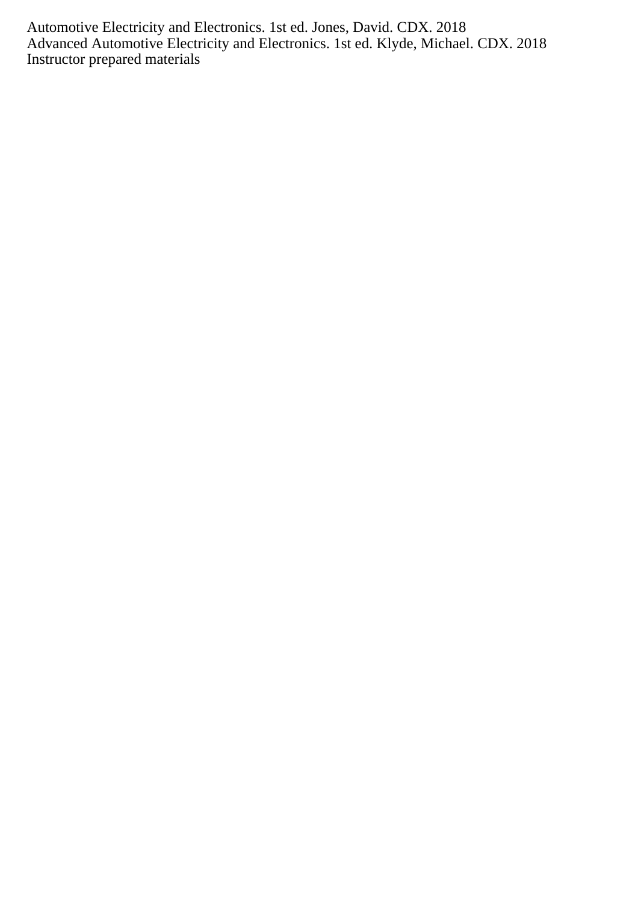Automotive Electricity and Electronics. 1st ed. Jones, David. CDX. 2018
Advanced Automotive Electricity and Electronics. 1st ed. Klyde, Michael. CDX. 2018
Instructor prepared materials